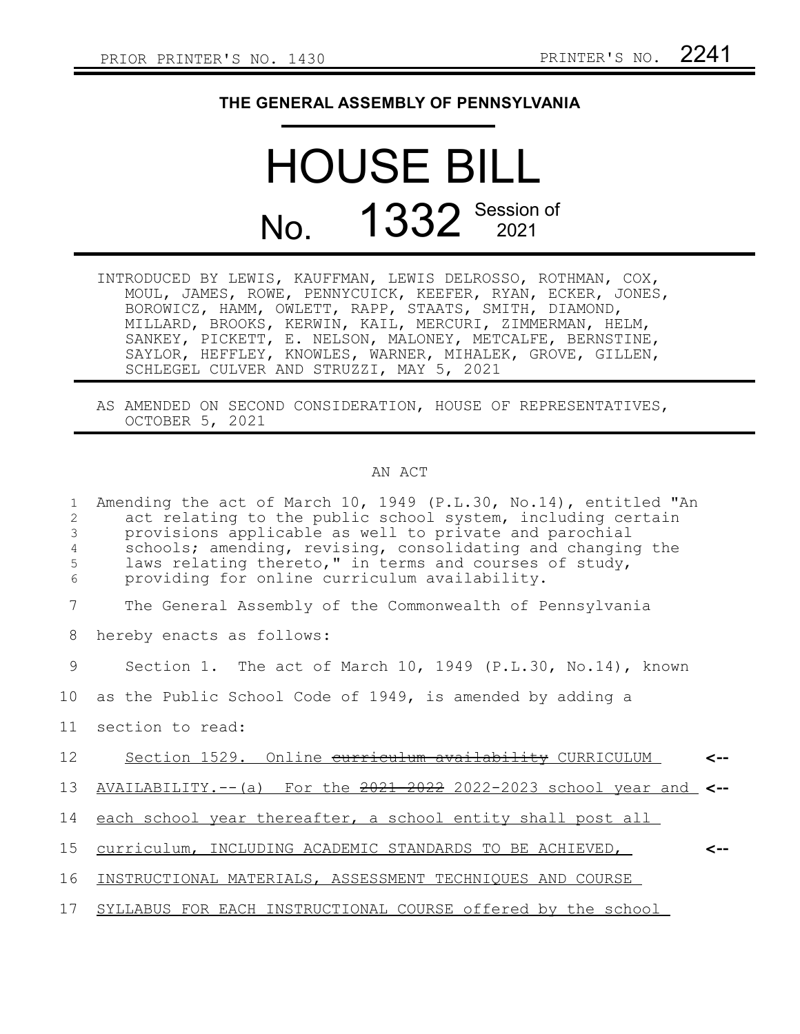PRIOR PRINTER'S NO. 1430 PRINTER'S NO. 2241

**THE GENERAL ASSEMBLY OF PENNSYLVANIA**

# HOUSE BILL

# No. 1332 Session of 2021

INTRODUCED BY LEWIS, KAUFFMAN, LEWIS DELROSSO, ROTHMAN, COX, MOUL, JAMES, ROWE, PENNYCUICK, KEEFER, RYAN, ECKER, JONES, BOROWICZ, HAMM, OWLETT, RAPP, STAATS, SMITH, DIAMOND, MILLARD, BROOKS, KERWIN, KAIL, MERCURI, ZIMMERMAN, HELM, SANKEY, PICKETT, E. NELSON, MALONEY, METCALFE, BERNSTINE, SAYLOR, HEFFLEY, KNOWLES, WARNER, MIHALEK, GROVE, GILLEN, SCHLEGEL CULVER AND STRUZZI, MAY 5, 2021

AS AMENDED ON SECOND CONSIDERATION, HOUSE OF REPRESENTATIVES, OCTOBER 5, 2021

AN ACT

1 Amending the act of March 10, 1949 (P.L.30, No.14), entitled "An
2 act relating to the public school system, including certain
3 provisions applicable as well to private and parochial
4 schools; amending, revising, consolidating and changing the
5 laws relating thereto," in terms and courses of study,
6 providing for online curriculum availability.

7 The General Assembly of the Commonwealth of Pennsylvania
8 hereby enacts as follows:

9 Section 1. The act of March 10, 1949 (P.L.30, No.14), known
10 as the Public School Code of 1949, is amended by adding a
11 section to read:

12 Section 1529. Online ~~curriculum availability~~ CURRICULUM <--
13 AVAILABILITY.--(a) For the ~~2021-2022~~ 2022-2023 school year and <--
14 each school year thereafter, a school entity shall post all
15 curriculum, INCLUDING ACADEMIC STANDARDS TO BE ACHIEVED, <--
16 INSTRUCTIONAL MATERIALS, ASSESSMENT TECHNIQUES AND COURSE
17 SYLLABUS FOR EACH INSTRUCTIONAL COURSE offered by the school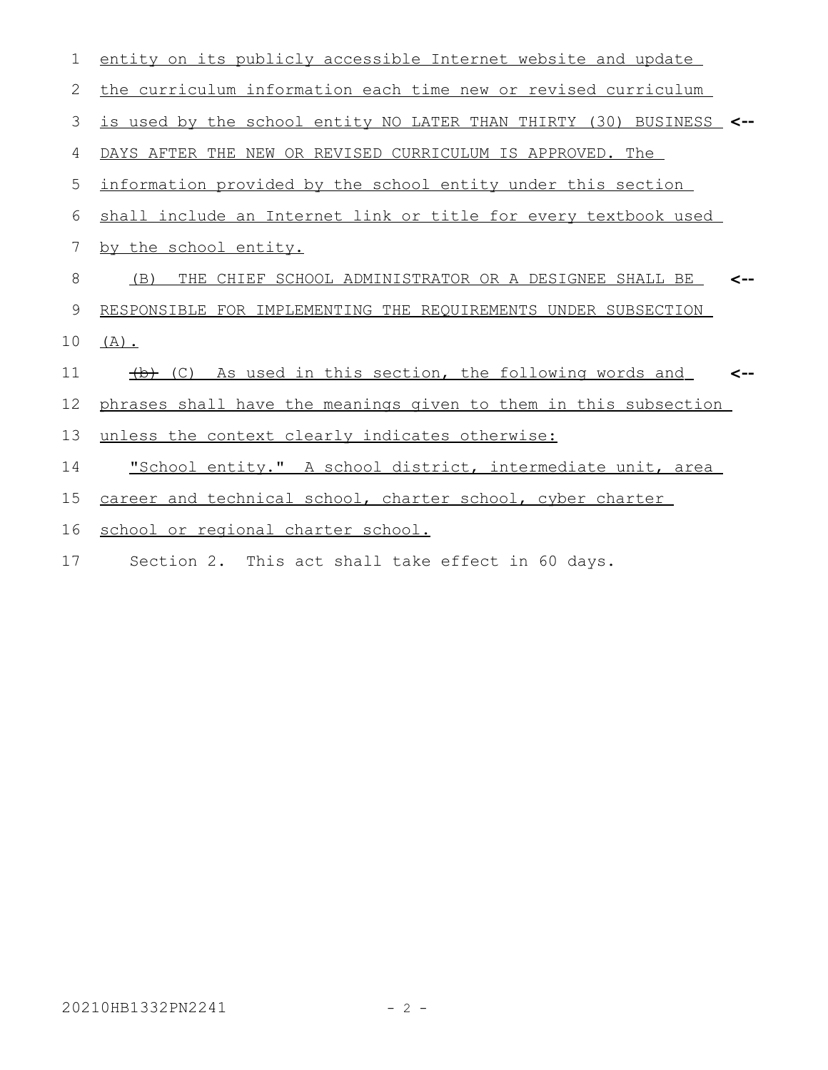entity on its publicly accessible Internet website and update the curriculum information each time new or revised curriculum is used by the school entity NO LATER THAN THIRTY (30) BUSINESS DAYS AFTER THE NEW OR REVISED CURRICULUM IS APPROVED. The information provided by the school entity under this section shall include an Internet link or title for every textbook used by the school entity.

(B) THE CHIEF SCHOOL ADMINISTRATOR OR A DESIGNEE SHALL BE RESPONSIBLE FOR IMPLEMENTING THE REQUIREMENTS UNDER SUBSECTION (A).

~~(b)~~ (C) As used in this section, the following words and phrases shall have the meanings given to them in this subsection unless the context clearly indicates otherwise:

"School entity." A school district, intermediate unit, area career and technical school, charter school, cyber charter school or regional charter school.

Section 2. This act shall take effect in 60 days.